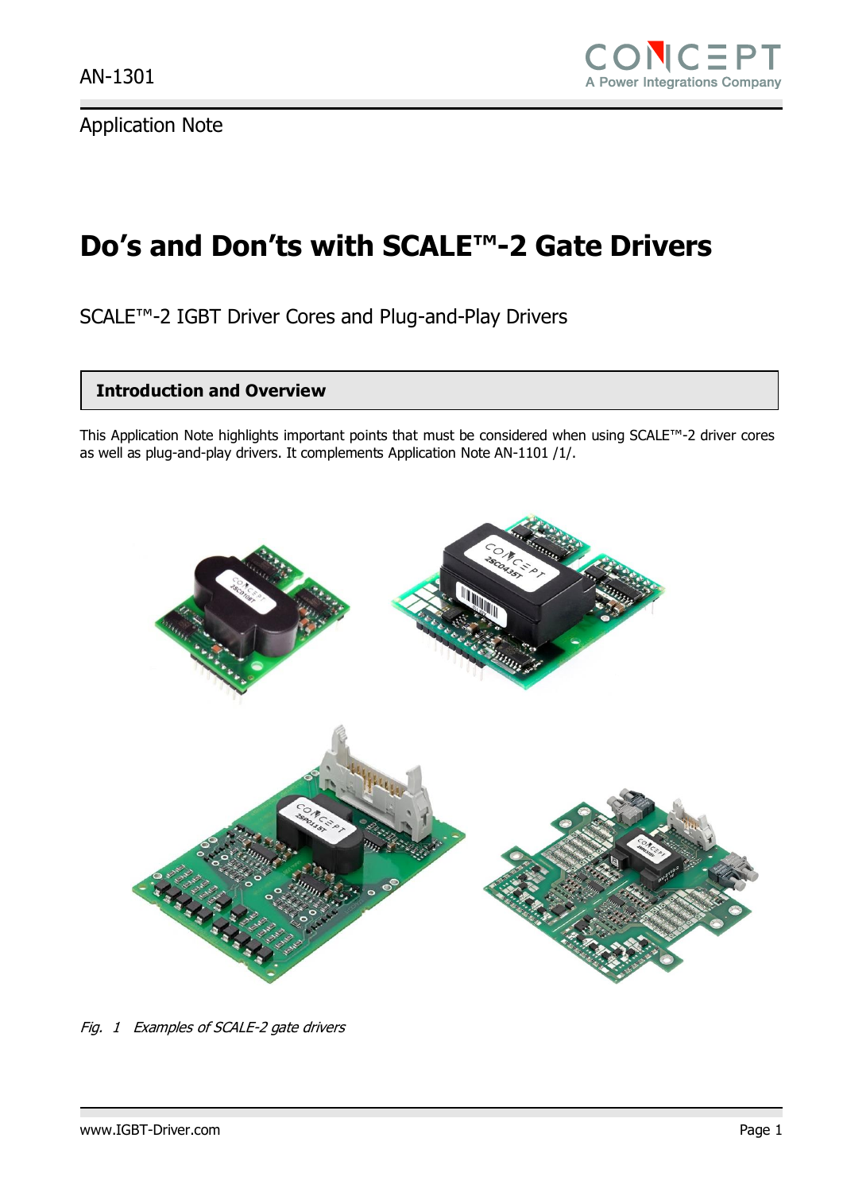AN-1301

Application Note

# Do's and Don'ts with SCALE™-2 Gate Drivers

SCALE™-2 IGBT Driver Cores and Plug-and-Play Drivers

## Introduction and Overview

This Application Note highlights important points that must be considered when using SCALE™-2 driver cores as well as plug-and-play drivers. It complements Application Note AN-1101 /1/.

*Fig. 1 Examples of SCALE-2 gate drivers*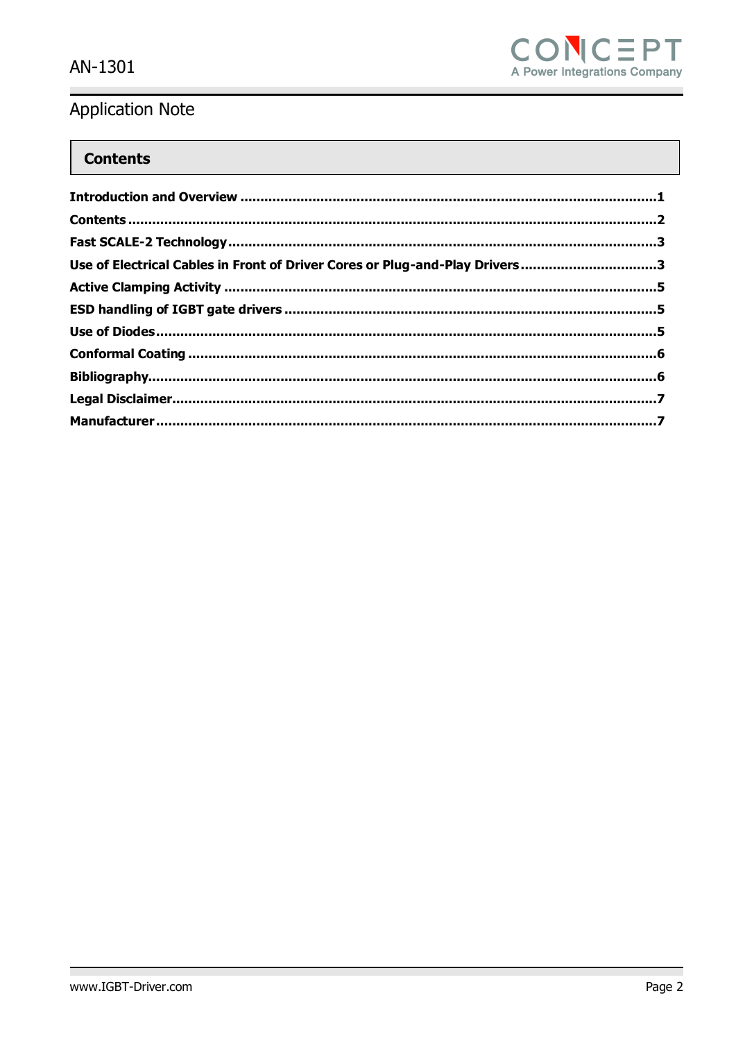## Contents

**Introduction and Overview** ........................................................................................................1

**Contents** ........................................................................................................................................2

**Fast SCALE-2 Technology** ..........................................................................................................3

**Use of Electrical Cables in Front of Driver Cores or Plug-and-Play Drivers** .................................3

**Active Clamping Activity** ..............................................................................................................5

**ESD handling of IGBT gate drivers** .............................................................................................5

**Use of Diodes** ...............................................................................................................................5

**Conformal Coating** .......................................................................................................................6

**Bibliography** ..................................................................................................................................6

**Legal Disclaimer** ...........................................................................................................................7

**Manufacturer** .................................................................................................................................7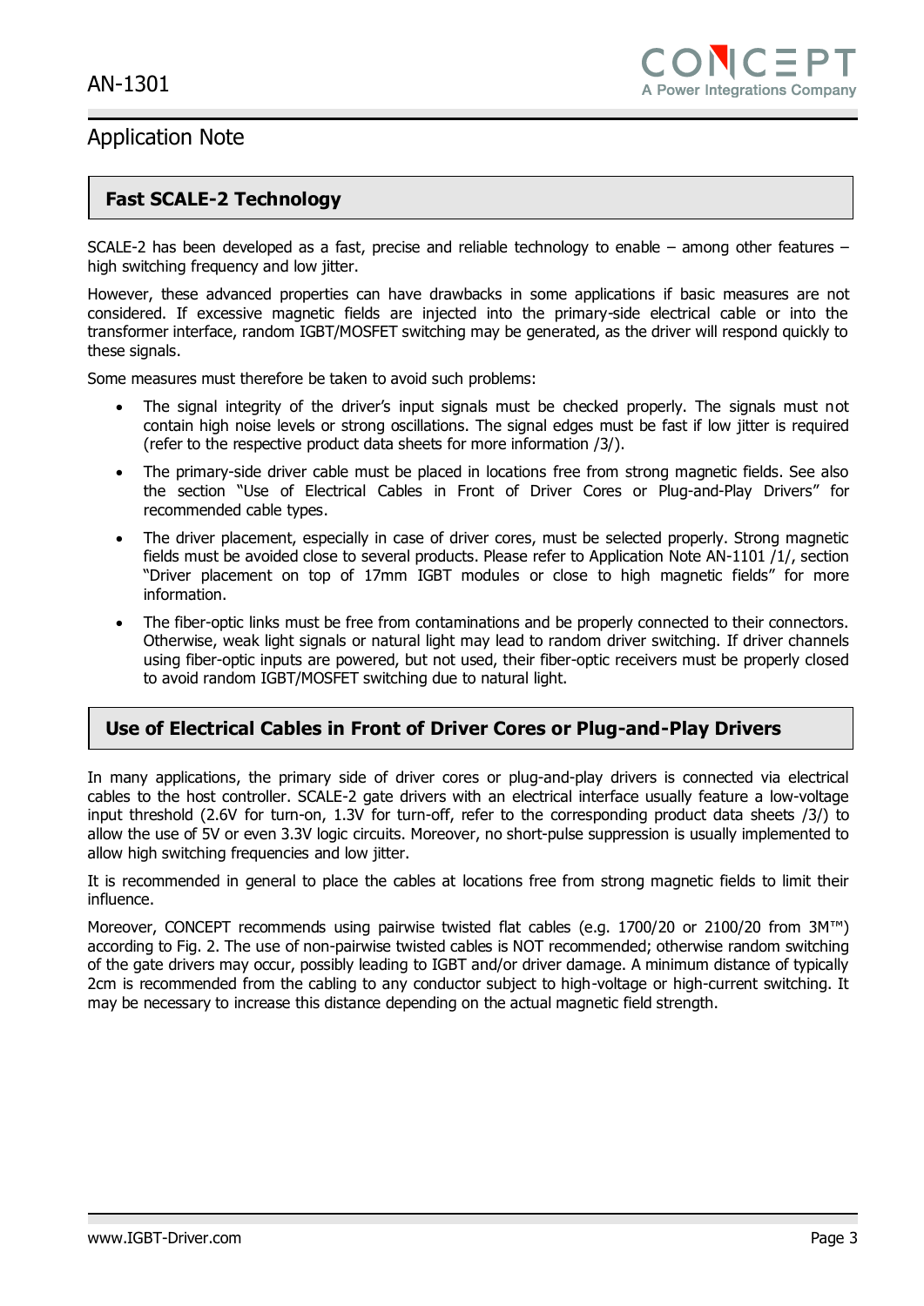## Fast SCALE-2 Technology

SCALE-2 has been developed as a fast, precise and reliable technology to enable – among other features – high switching frequency and low jitter.

However, these advanced properties can have drawbacks in some applications if basic measures are not considered. If excessive magnetic fields are injected into the primary-side electrical cable or into the transformer interface, random IGBT/MOSFET switching may be generated, as the driver will respond quickly to these signals.

Some measures must therefore be taken to avoid such problems:

- The signal integrity of the driver's input signals must be checked properly. The signals must not contain high noise levels or strong oscillations. The signal edges must be fast if low jitter is required (refer to the respective product data sheets for more information /3/).
- The primary-side driver cable must be placed in locations free from strong magnetic fields. See also the section "Use of Electrical Cables in Front of Driver Cores or Plug-and-Play Drivers" for recommended cable types.
- The driver placement, especially in case of driver cores, must be selected properly. Strong magnetic fields must be avoided close to several products. Please refer to Application Note AN-1101 /1/, section "Driver placement on top of 17mm IGBT modules or close to high magnetic fields" for more information.
- The fiber-optic links must be free from contaminations and be properly connected to their connectors. Otherwise, weak light signals or natural light may lead to random driver switching. If driver channels using fiber-optic inputs are powered, but not used, their fiber-optic receivers must be properly closed to avoid random IGBT/MOSFET switching due to natural light.

## Use of Electrical Cables in Front of Driver Cores or Plug-and-Play Drivers

In many applications, the primary side of driver cores or plug-and-play drivers is connected via electrical cables to the host controller. SCALE-2 gate drivers with an electrical interface usually feature a low-voltage input threshold (2.6V for turn-on, 1.3V for turn-off, refer to the corresponding product data sheets /3/) to allow the use of 5V or even 3.3V logic circuits. Moreover, no short-pulse suppression is usually implemented to allow high switching frequencies and low jitter.

It is recommended in general to place the cables at locations free from strong magnetic fields to limit their influence.

Moreover, CONCEPT recommends using pairwise twisted flat cables (e.g. 1700/20 or 2100/20 from 3M™) according to Fig. 2. The use of non-pairwise twisted cables is NOT recommended; otherwise random switching of the gate drivers may occur, possibly leading to IGBT and/or driver damage. A minimum distance of typically 2cm is recommended from the cabling to any conductor subject to high-voltage or high-current switching. It may be necessary to increase this distance depending on the actual magnetic field strength.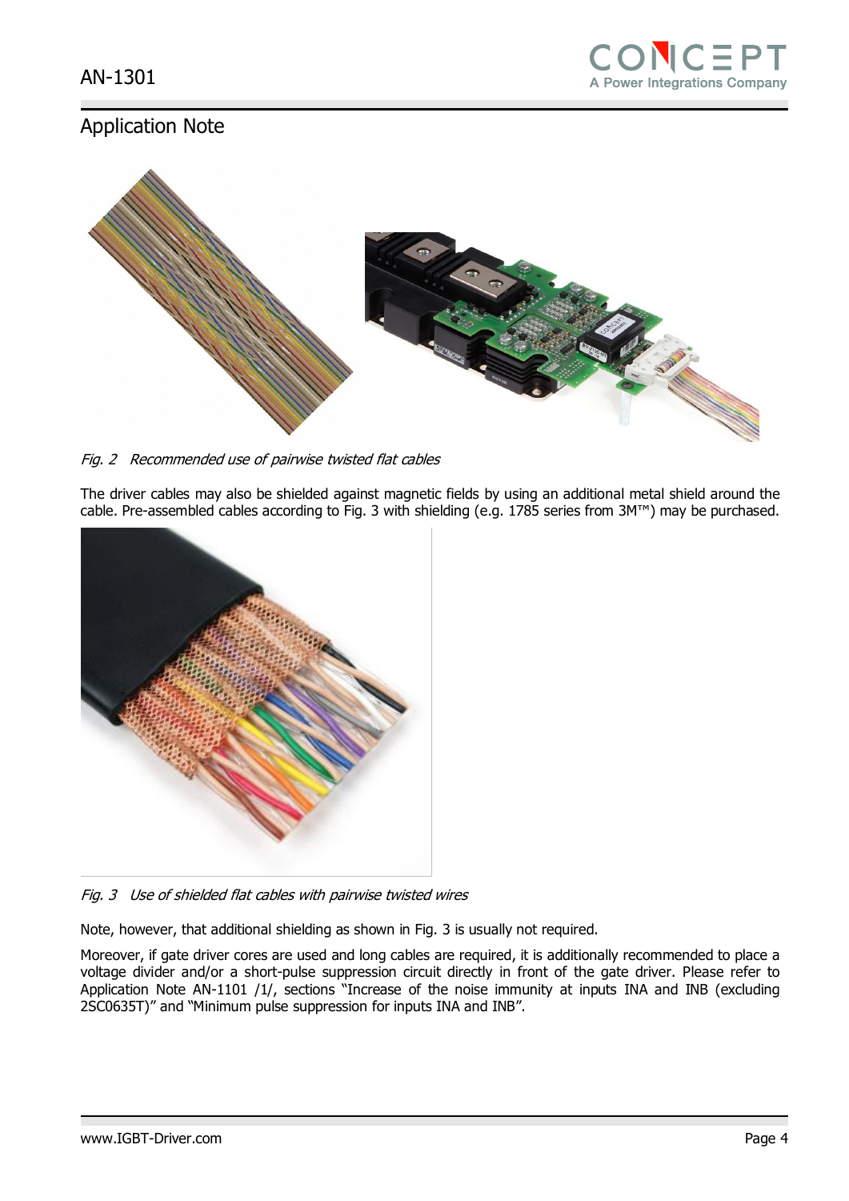*Fig. 2 Recommended use of pairwise twisted flat cables*

The driver cables may also be shielded against magnetic fields by using an additional metal shield around the cable. Pre-assembled cables according to Fig. 3 with shielding (e.g. 1785 series from 3M™) may be purchased.

*Fig. 3 Use of shielded flat cables with pairwise twisted wires*

Note, however, that additional shielding as shown in Fig. 3 is usually not required.

Moreover, if gate driver cores are used and long cables are required, it is additionally recommended to place a voltage divider and/or a short-pulse suppression circuit directly in front of the gate driver. Please refer to Application Note AN-1101 /1/, sections "Increase of the noise immunity at inputs INA and INB (excluding 2SC0635T)" and "Minimum pulse suppression for inputs INA and INB".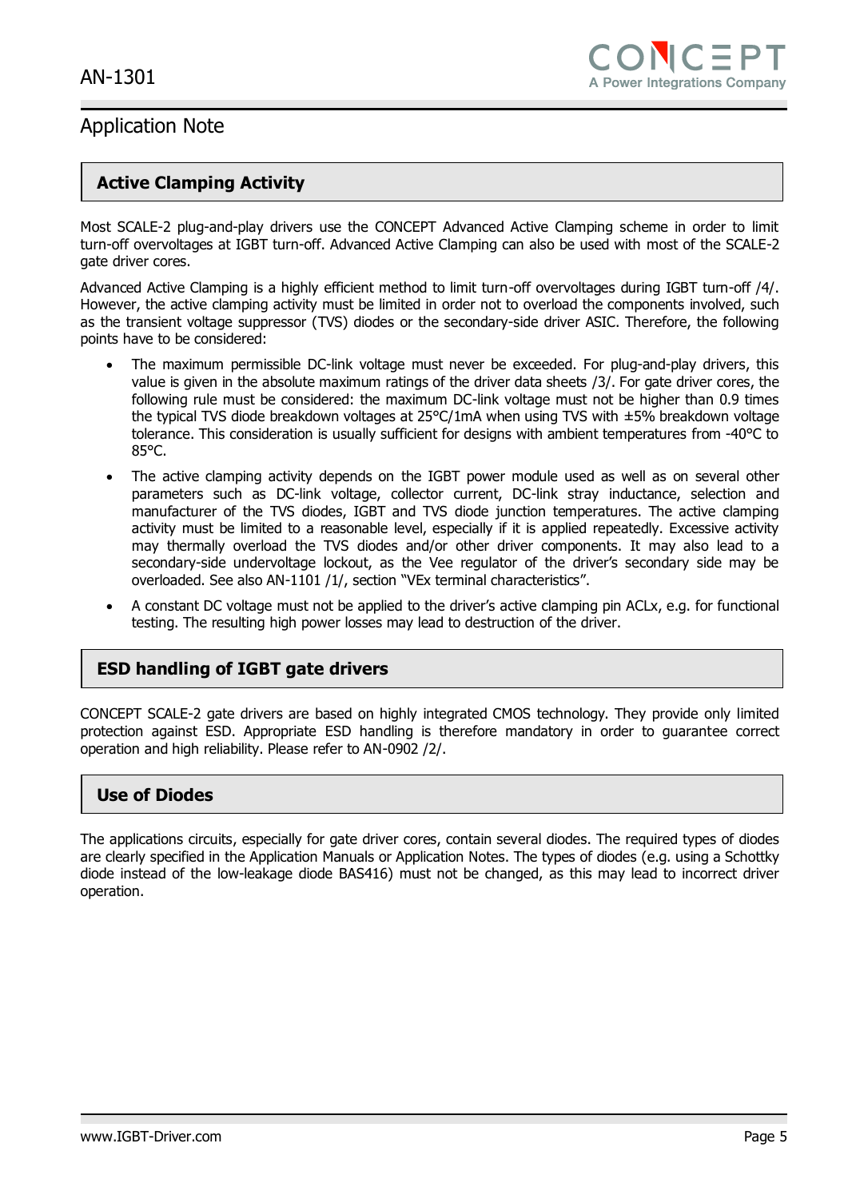## Active Clamping Activity

Most SCALE-2 plug-and-play drivers use the CONCEPT Advanced Active Clamping scheme in order to limit turn-off overvoltages at IGBT turn-off. Advanced Active Clamping can also be used with most of the SCALE-2 gate driver cores.

Advanced Active Clamping is a highly efficient method to limit turn-off overvoltages during IGBT turn-off /4/. However, the active clamping activity must be limited in order not to overload the components involved, such as the transient voltage suppressor (TVS) diodes or the secondary-side driver ASIC. Therefore, the following points have to be considered:

- The maximum permissible DC-link voltage must never be exceeded. For plug-and-play drivers, this value is given in the absolute maximum ratings of the driver data sheets /3/. For gate driver cores, the following rule must be considered: the maximum DC-link voltage must not be higher than 0.9 times the typical TVS diode breakdown voltages at 25°C/1mA when using TVS with ±5% breakdown voltage tolerance. This consideration is usually sufficient for designs with ambient temperatures from -40°C to 85°C.
- The active clamping activity depends on the IGBT power module used as well as on several other parameters such as DC-link voltage, collector current, DC-link stray inductance, selection and manufacturer of the TVS diodes, IGBT and TVS diode junction temperatures. The active clamping activity must be limited to a reasonable level, especially if it is applied repeatedly. Excessive activity may thermally overload the TVS diodes and/or other driver components. It may also lead to a secondary-side undervoltage lockout, as the Vee regulator of the driver's secondary side may be overloaded. See also AN-1101 /1/, section "VEx terminal characteristics".
- A constant DC voltage must not be applied to the driver's active clamping pin ACLx, e.g. for functional testing. The resulting high power losses may lead to destruction of the driver.

## ESD handling of IGBT gate drivers

CONCEPT SCALE-2 gate drivers are based on highly integrated CMOS technology. They provide only limited protection against ESD. Appropriate ESD handling is therefore mandatory in order to guarantee correct operation and high reliability. Please refer to AN-0902 /2/.

## Use of Diodes

The applications circuits, especially for gate driver cores, contain several diodes. The required types of diodes are clearly specified in the Application Manuals or Application Notes. The types of diodes (e.g. using a Schottky diode instead of the low-leakage diode BAS416) must not be changed, as this may lead to incorrect driver operation.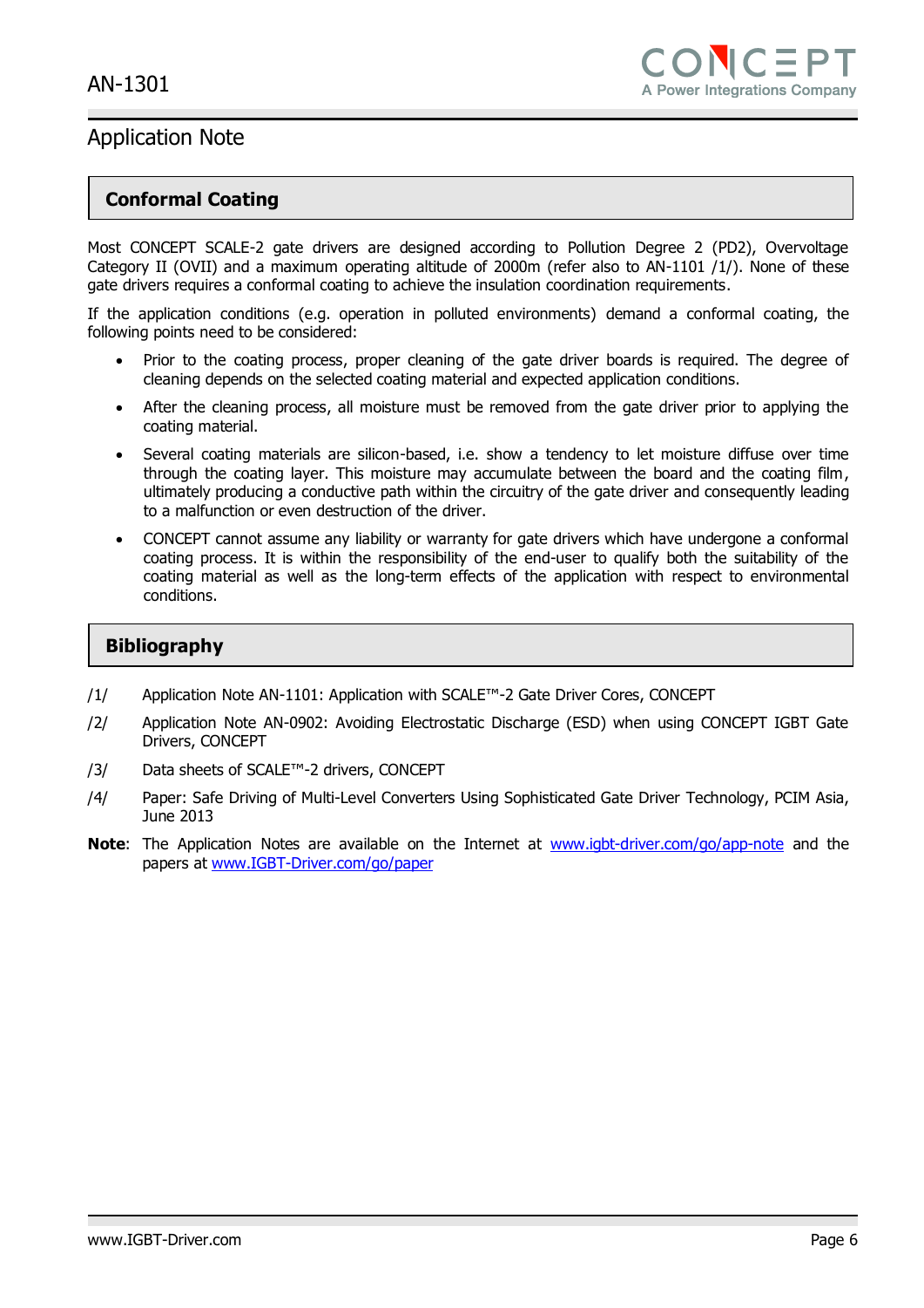## Conformal Coating

Most CONCEPT SCALE-2 gate drivers are designed according to Pollution Degree 2 (PD2), Overvoltage Category II (OVII) and a maximum operating altitude of 2000m (refer also to AN-1101 /1/). None of these gate drivers requires a conformal coating to achieve the insulation coordination requirements.

If the application conditions (e.g. operation in polluted environments) demand a conformal coating, the following points need to be considered:

- Prior to the coating process, proper cleaning of the gate driver boards is required. The degree of cleaning depends on the selected coating material and expected application conditions.
- After the cleaning process, all moisture must be removed from the gate driver prior to applying the coating material.
- Several coating materials are silicon-based, i.e. show a tendency to let moisture diffuse over time through the coating layer. This moisture may accumulate between the board and the coating film, ultimately producing a conductive path within the circuitry of the gate driver and consequently leading to a malfunction or even destruction of the driver.
- CONCEPT cannot assume any liability or warranty for gate drivers which have undergone a conformal coating process. It is within the responsibility of the end-user to qualify both the suitability of the coating material as well as the long-term effects of the application with respect to environmental conditions.

## Bibliography

/1/ Application Note AN-1101: Application with SCALE™-2 Gate Driver Cores, CONCEPT

/2/ Application Note AN-0902: Avoiding Electrostatic Discharge (ESD) when using CONCEPT IGBT Gate Drivers, CONCEPT

/3/ Data sheets of SCALE™-2 drivers, CONCEPT

/4/ Paper: Safe Driving of Multi-Level Converters Using Sophisticated Gate Driver Technology, PCIM Asia, June 2013

**Note**: The Application Notes are available on the Internet at www.igbt-driver.com/go/app-note and the papers at www.IGBT-Driver.com/go/paper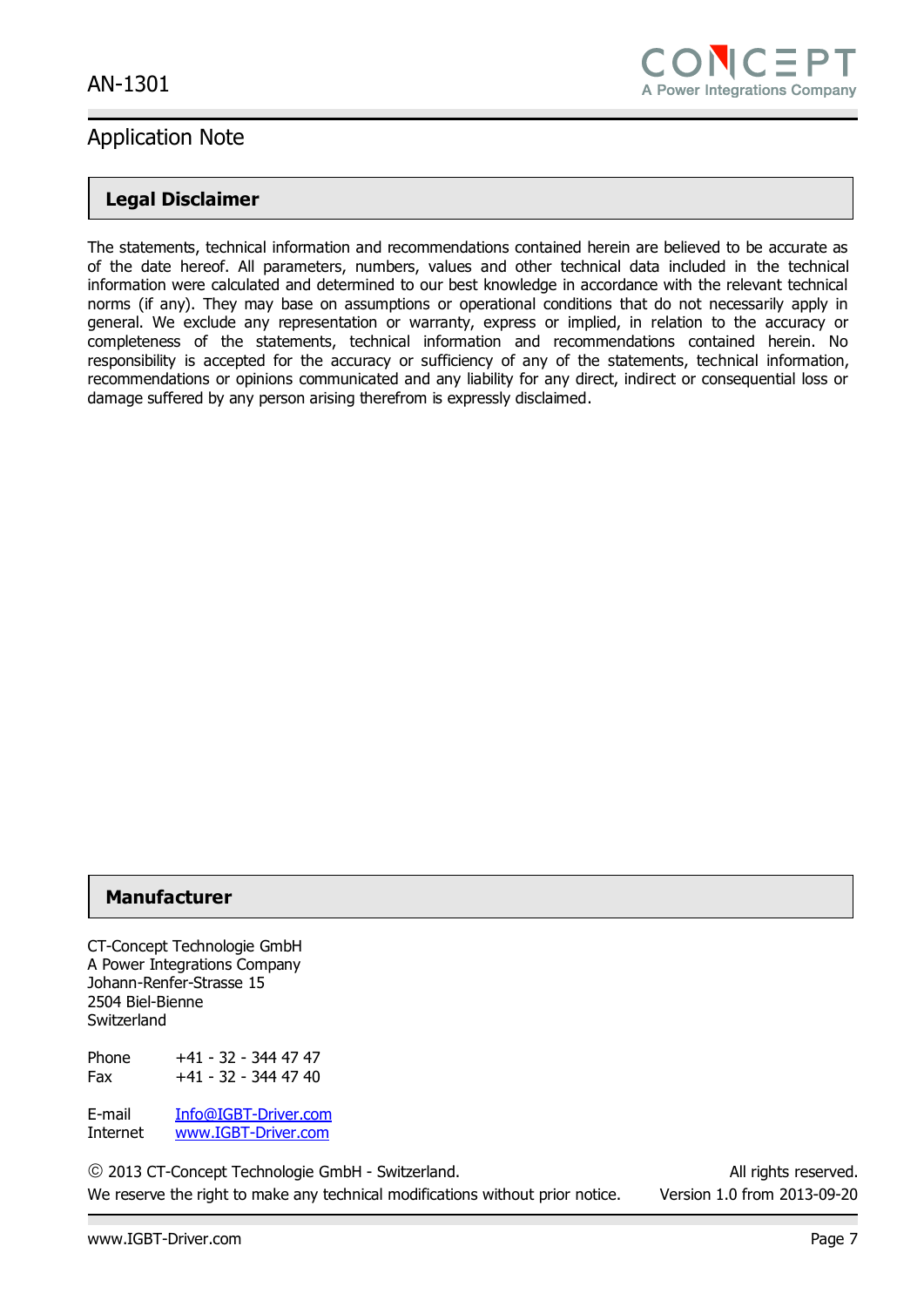## Legal Disclaimer

The statements, technical information and recommendations contained herein are believed to be accurate as of the date hereof. All parameters, numbers, values and other technical data included in the technical information were calculated and determined to our best knowledge in accordance with the relevant technical norms (if any). They may base on assumptions or operational conditions that do not necessarily apply in general. We exclude any representation or warranty, express or implied, in relation to the accuracy or completeness of the statements, technical information and recommendations contained herein. No responsibility is accepted for the accuracy or sufficiency of any of the statements, technical information, recommendations or opinions communicated and any liability for any direct, indirect or consequential loss or damage suffered by any person arising therefrom is expressly disclaimed.

## Manufacturer

CT-Concept Technologie GmbH
A Power Integrations Company
Johann-Renfer-Strasse 15
2504 Biel-Bienne
Switzerland

Phone +41 - 32 - 344 47 47
Fax +41 - 32 - 344 47 40

E-mail Info@IGBT-Driver.com
Internet www.IGBT-Driver.com

© 2013 CT-Concept Technologie GmbH - Switzerland. All rights reserved.
We reserve the right to make any technical modifications without prior notice. Version 1.0 from 2013-09-20